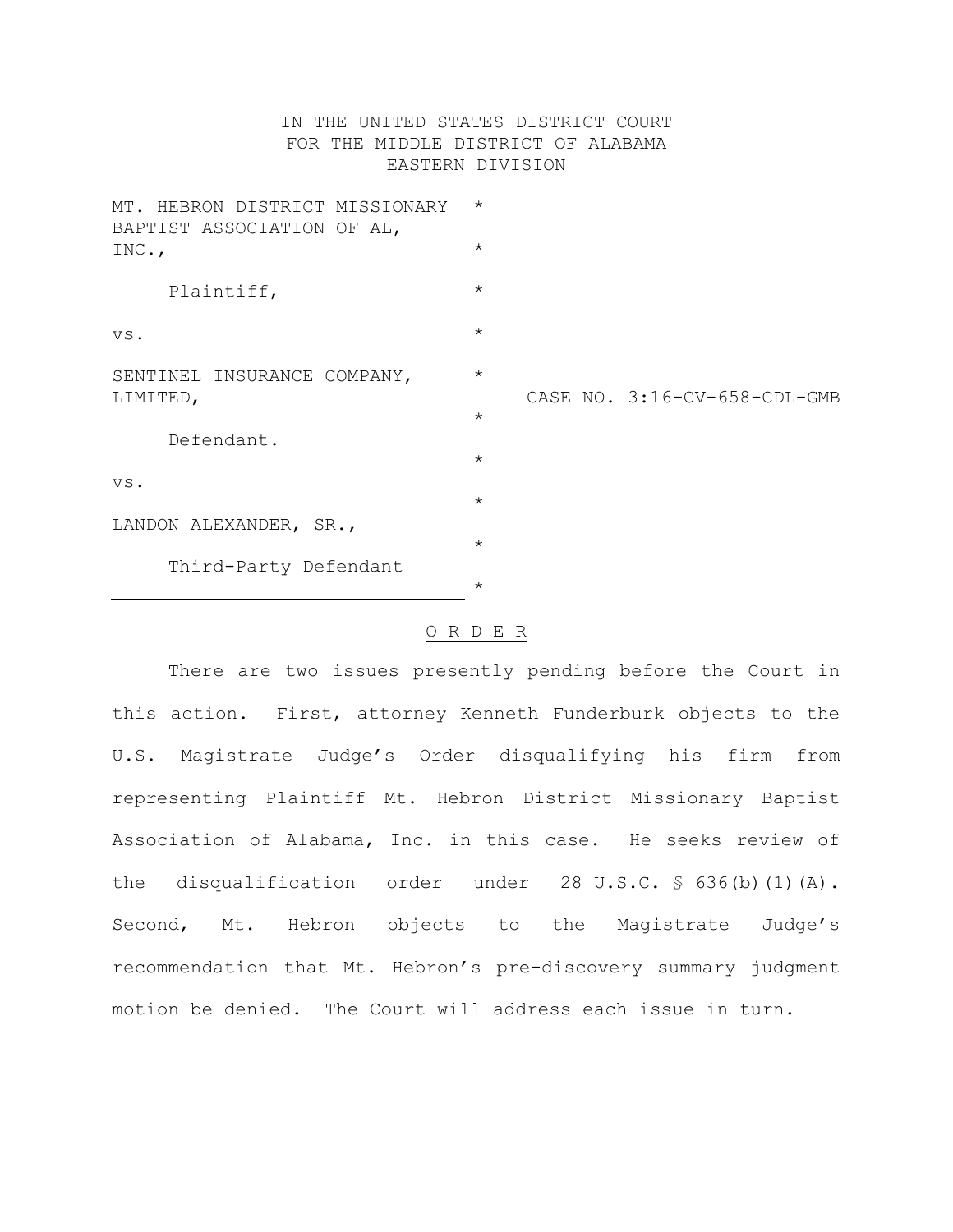IN THE UNITED STATES DISTRICT COURT
FOR THE MIDDLE DISTRICT OF ALABAMA
EASTERN DIVISION

MT. HEBRON DISTRICT MISSIONARY BAPTIST ASSOCIATION OF AL, INC., *

Plaintiff, *

vs. *

SENTINEL INSURANCE COMPANY, LIMITED, *

Defendant. *

vs. *

LANDON ALEXANDER, SR., *

Third-Party Defendant *

CASE NO. 3:16-CV-658-CDL-GMB

O R D E R

There are two issues presently pending before the Court in this action. First, attorney Kenneth Funderburk objects to the U.S. Magistrate Judge's Order disqualifying his firm from representing Plaintiff Mt. Hebron District Missionary Baptist Association of Alabama, Inc. in this case. He seeks review of the disqualification order under 28 U.S.C. § 636(b)(1)(A). Second, Mt. Hebron objects to the Magistrate Judge's recommendation that Mt. Hebron's pre-discovery summary judgment motion be denied. The Court will address each issue in turn.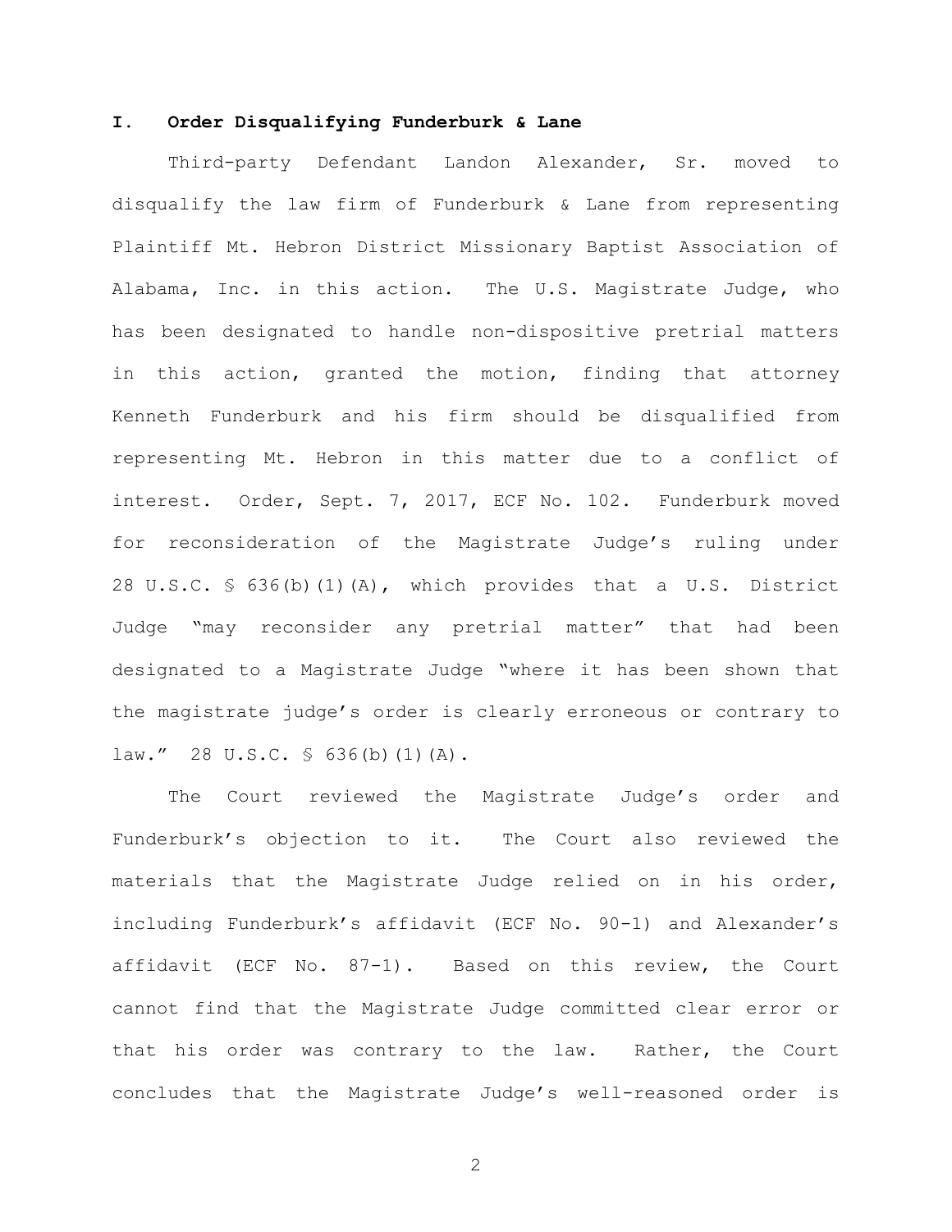## I. Order Disqualifying Funderburk & Lane

Third-party Defendant Landon Alexander, Sr. moved to disqualify the law firm of Funderburk & Lane from representing Plaintiff Mt. Hebron District Missionary Baptist Association of Alabama, Inc. in this action. The U.S. Magistrate Judge, who has been designated to handle non-dispositive pretrial matters in this action, granted the motion, finding that attorney Kenneth Funderburk and his firm should be disqualified from representing Mt. Hebron in this matter due to a conflict of interest. Order, Sept. 7, 2017, ECF No. 102. Funderburk moved for reconsideration of the Magistrate Judge's ruling under 28 U.S.C. § 636(b)(1)(A), which provides that a U.S. District Judge "may reconsider any pretrial matter" that had been designated to a Magistrate Judge "where it has been shown that the magistrate judge's order is clearly erroneous or contrary to law." 28 U.S.C. § 636(b)(1)(A).

The Court reviewed the Magistrate Judge's order and Funderburk's objection to it. The Court also reviewed the materials that the Magistrate Judge relied on in his order, including Funderburk's affidavit (ECF No. 90-1) and Alexander's affidavit (ECF No. 87-1). Based on this review, the Court cannot find that the Magistrate Judge committed clear error or that his order was contrary to the law. Rather, the Court concludes that the Magistrate Judge's well-reasoned order is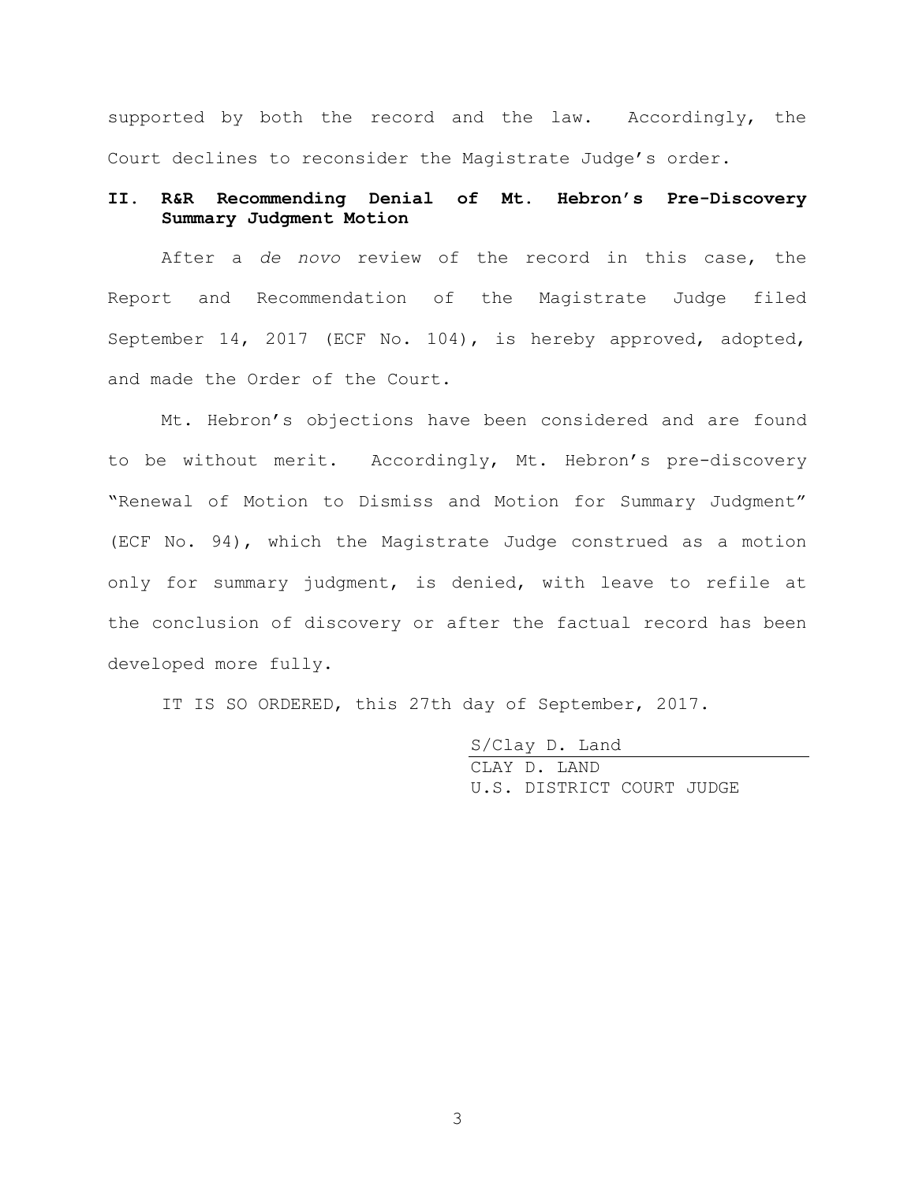supported by both the record and the law. Accordingly, the Court declines to reconsider the Magistrate Judge's order.

## II. R&R Recommending Denial of Mt. Hebron's Pre-Discovery Summary Judgment Motion

After a *de novo* review of the record in this case, the Report and Recommendation of the Magistrate Judge filed September 14, 2017 (ECF No. 104), is hereby approved, adopted, and made the Order of the Court.

Mt. Hebron's objections have been considered and are found to be without merit. Accordingly, Mt. Hebron's pre-discovery "Renewal of Motion to Dismiss and Motion for Summary Judgment" (ECF No. 94), which the Magistrate Judge construed as a motion only for summary judgment, is denied, with leave to refile at the conclusion of discovery or after the factual record has been developed more fully.

IT IS SO ORDERED, this 27th day of September, 2017.

S/Clay D. Land
CLAY D. LAND
U.S. DISTRICT COURT JUDGE